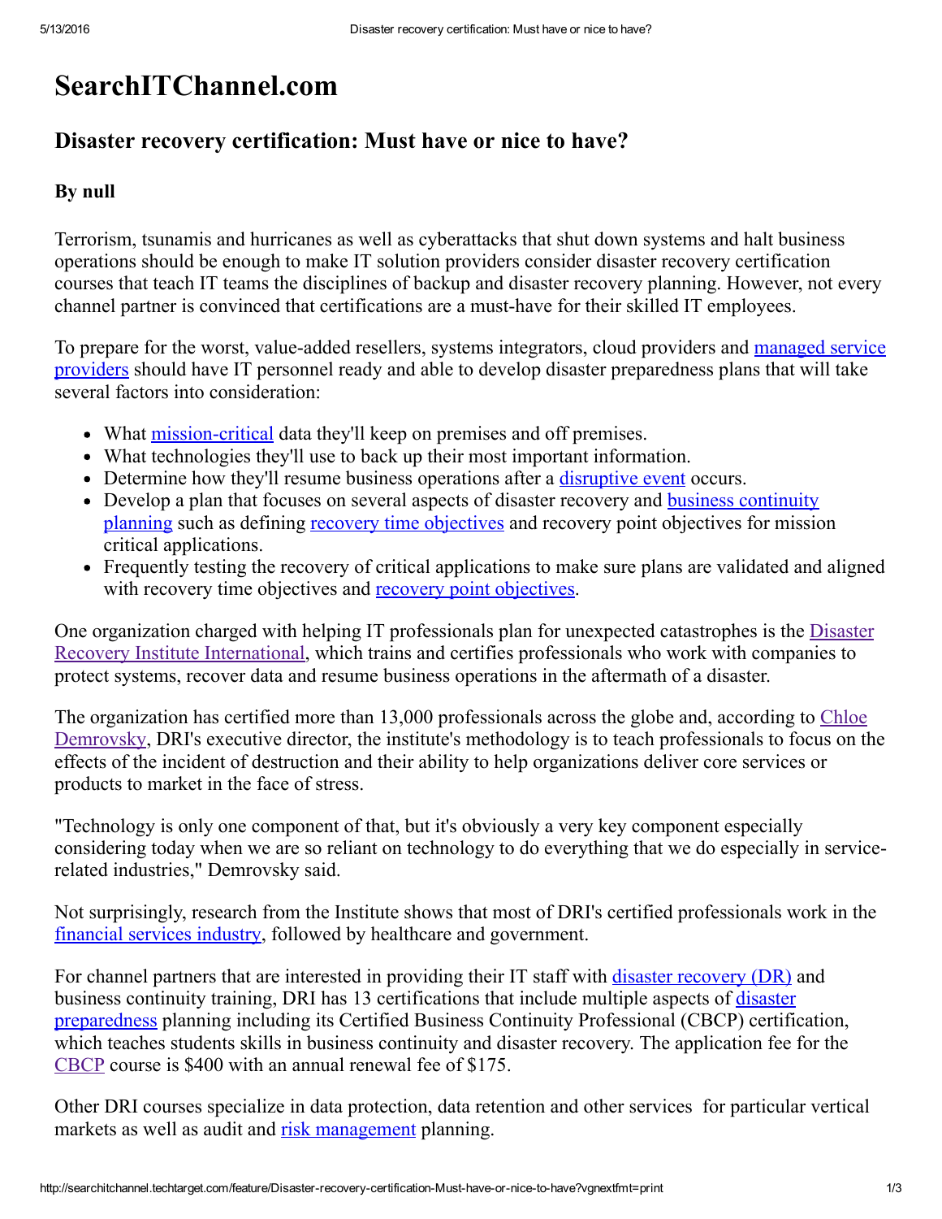# SearchITChannel.com

## Disaster recovery certification: Must have or nice to have?

### By null

Terrorism, tsunamis and hurricanes as well as cyberattacks that shut down systems and halt business operations should be enough to make IT solution providers consider disaster recovery certification courses that teach IT teams the disciplines of backup and disaster recovery planning. However, not every channel partner is convinced that certifications are a must-have for their skilled IT employees.

To prepare for the worst, value-added resellers, systems integrators, cloud providers and managed service providers should have IT personnel ready and able to develop disaster preparedness plans that will take several factors into consideration:

- What mission-critical data they'll keep on premises and off premises.
- What technologies they'll use to back up their most important information.
- Determine how they'll resume business operations after a disruptive event occurs.
- Develop a plan that focuses on several aspects of disaster recovery and business continuity planning such as defining recovery time objectives and recovery point objectives for mission critical applications.
- Frequently testing the recovery of critical applications to make sure plans are validated and aligned with recovery time objectives and recovery point objectives.

One organization charged with helping IT professionals plan for unexpected catastrophes is the Disaster Recovery Institute International, which trains and certifies professionals who work with companies to protect systems, recover data and resume business operations in the aftermath of a disaster.

The organization has certified more than 13,000 professionals across the globe and, according to Chloe Demrovsky, DRI's executive director, the institute's methodology is to teach professionals to focus on the effects of the incident of destruction and their ability to help organizations deliver core services or products to market in the face of stress.

"Technology is only one component of that, but it's obviously a very key component especially considering today when we are so reliant on technology to do everything that we do especially in service-related industries," Demrovsky said.

Not surprisingly, research from the Institute shows that most of DRI's certified professionals work in the financial services industry, followed by healthcare and government.

For channel partners that are interested in providing their IT staff with disaster recovery (DR) and business continuity training, DRI has 13 certifications that include multiple aspects of disaster preparedness planning including its Certified Business Continuity Professional (CBCP) certification, which teaches students skills in business continuity and disaster recovery. The application fee for the CBCP course is $400 with an annual renewal fee of $175.

Other DRI courses specialize in data protection, data retention and other services for particular vertical markets as well as audit and risk management planning.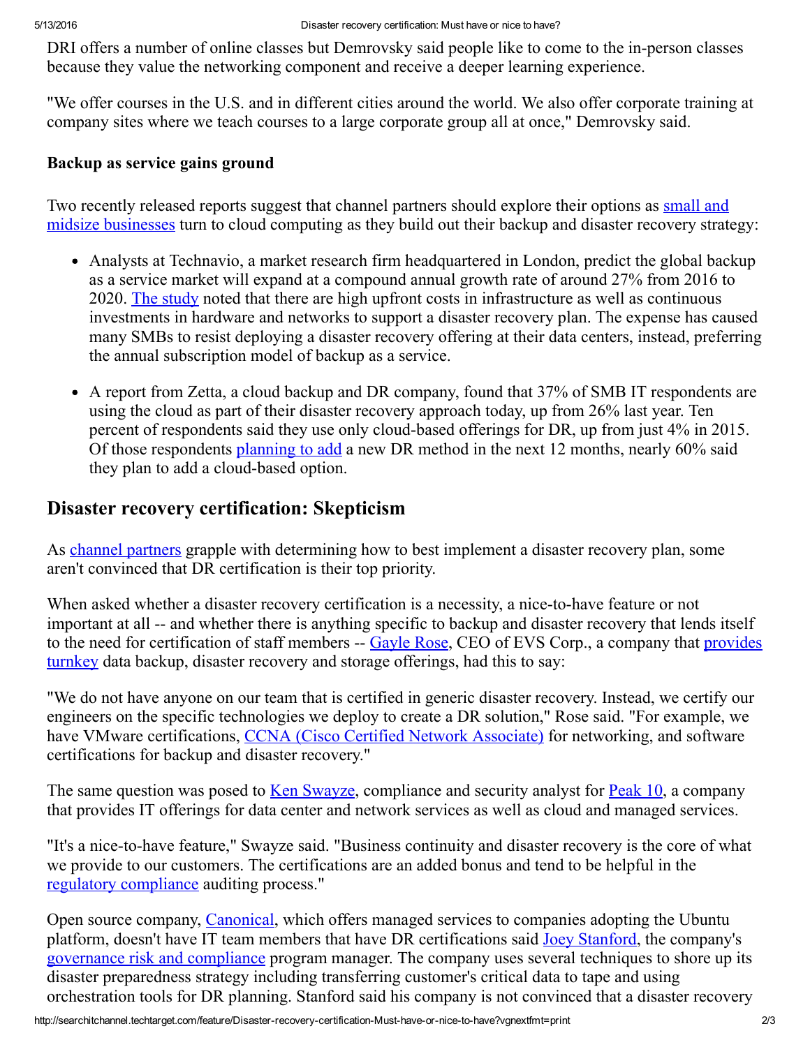DRI offers a number of online classes but Demrovsky said people like to come to the in-person classes because they value the networking component and receive a deeper learning experience.

"We offer courses in the U.S. and in different cities around the world. We also offer corporate training at company sites where we teach courses to a large corporate group all at once," Demrovsky said.

**Backup as service gains ground**

Two recently released reports suggest that channel partners should explore their options as small and midsize businesses turn to cloud computing as they build out their backup and disaster recovery strategy:

- Analysts at Technavio, a market research firm headquartered in London, predict the global backup as a service market will expand at a compound annual growth rate of around 27% from 2016 to 2020. The study noted that there are high upfront costs in infrastructure as well as continuous investments in hardware and networks to support a disaster recovery plan. The expense has caused many SMBs to resist deploying a disaster recovery offering at their data centers, instead, preferring the annual subscription model of backup as a service.
- A report from Zetta, a cloud backup and DR company, found that 37% of SMB IT respondents are using the cloud as part of their disaster recovery approach today, up from 26% last year. Ten percent of respondents said they use only cloud-based offerings for DR, up from just 4% in 2015. Of those respondents planning to add a new DR method in the next 12 months, nearly 60% said they plan to add a cloud-based option.

## Disaster recovery certification: Skepticism

As channel partners grapple with determining how to best implement a disaster recovery plan, some aren't convinced that DR certification is their top priority.

When asked whether a disaster recovery certification is a necessity, a nice-to-have feature or not important at all -- and whether there is anything specific to backup and disaster recovery that lends itself to the need for certification of staff members -- Gayle Rose, CEO of EVS Corp., a company that provides turnkey data backup, disaster recovery and storage offerings, had this to say:

"We do not have anyone on our team that is certified in generic disaster recovery. Instead, we certify our engineers on the specific technologies we deploy to create a DR solution," Rose said. "For example, we have VMware certifications, CCNA (Cisco Certified Network Associate) for networking, and software certifications for backup and disaster recovery."

The same question was posed to Ken Swayze, compliance and security analyst for Peak 10, a company that provides IT offerings for data center and network services as well as cloud and managed services.

"It's a nice-to-have feature," Swayze said. "Business continuity and disaster recovery is the core of what we provide to our customers. The certifications are an added bonus and tend to be helpful in the regulatory compliance auditing process."

Open source company, Canonical, which offers managed services to companies adopting the Ubuntu platform, doesn't have IT team members that have DR certifications said Joey Stanford, the company's governance risk and compliance program manager. The company uses several techniques to shore up its disaster preparedness strategy including transferring customer's critical data to tape and using orchestration tools for DR planning. Stanford said his company is not convinced that a disaster recovery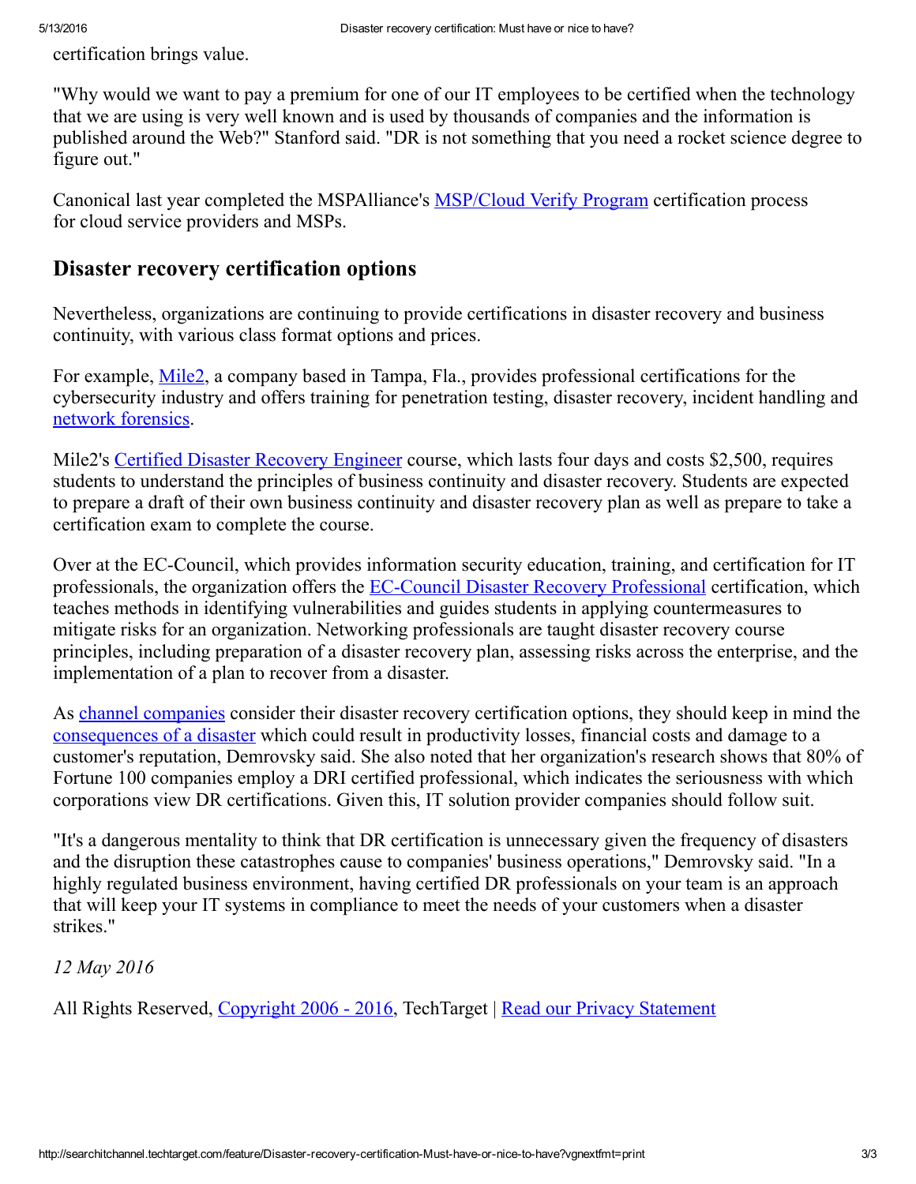certification brings value.

"Why would we want to pay a premium for one of our IT employees to be certified when the technology that we are using is very well known and is used by thousands of companies and the information is published around the Web?" Stanford said. "DR is not something that you need a rocket science degree to figure out."

Canonical last year completed the MSPAlliance's MSP/Cloud Verify Program certification process for cloud service providers and MSPs.

## Disaster recovery certification options

Nevertheless, organizations are continuing to provide certifications in disaster recovery and business continuity, with various class format options and prices.

For example, Mile2, a company based in Tampa, Fla., provides professional certifications for the cybersecurity industry and offers training for penetration testing, disaster recovery, incident handling and network forensics.

Mile2's Certified Disaster Recovery Engineer course, which lasts four days and costs $2,500, requires students to understand the principles of business continuity and disaster recovery. Students are expected to prepare a draft of their own business continuity and disaster recovery plan as well as prepare to take a certification exam to complete the course.

Over at the EC-Council, which provides information security education, training, and certification for IT professionals, the organization offers the EC-Council Disaster Recovery Professional certification, which teaches methods in identifying vulnerabilities and guides students in applying countermeasures to mitigate risks for an organization. Networking professionals are taught disaster recovery course principles, including preparation of a disaster recovery plan, assessing risks across the enterprise, and the implementation of a plan to recover from a disaster.

As channel companies consider their disaster recovery certification options, they should keep in mind the consequences of a disaster which could result in productivity losses, financial costs and damage to a customer's reputation, Demrovsky said. She also noted that her organization's research shows that 80% of Fortune 100 companies employ a DRI certified professional, which indicates the seriousness with which corporations view DR certifications. Given this, IT solution provider companies should follow suit.

"It's a dangerous mentality to think that DR certification is unnecessary given the frequency of disasters and the disruption these catastrophes cause to companies' business operations," Demrovsky said. "In a highly regulated business environment, having certified DR professionals on your team is an approach that will keep your IT systems in compliance to meet the needs of your customers when a disaster strikes."

*12 May 2016*

All Rights Reserved, Copyright 2006 - 2016, TechTarget | Read our Privacy Statement